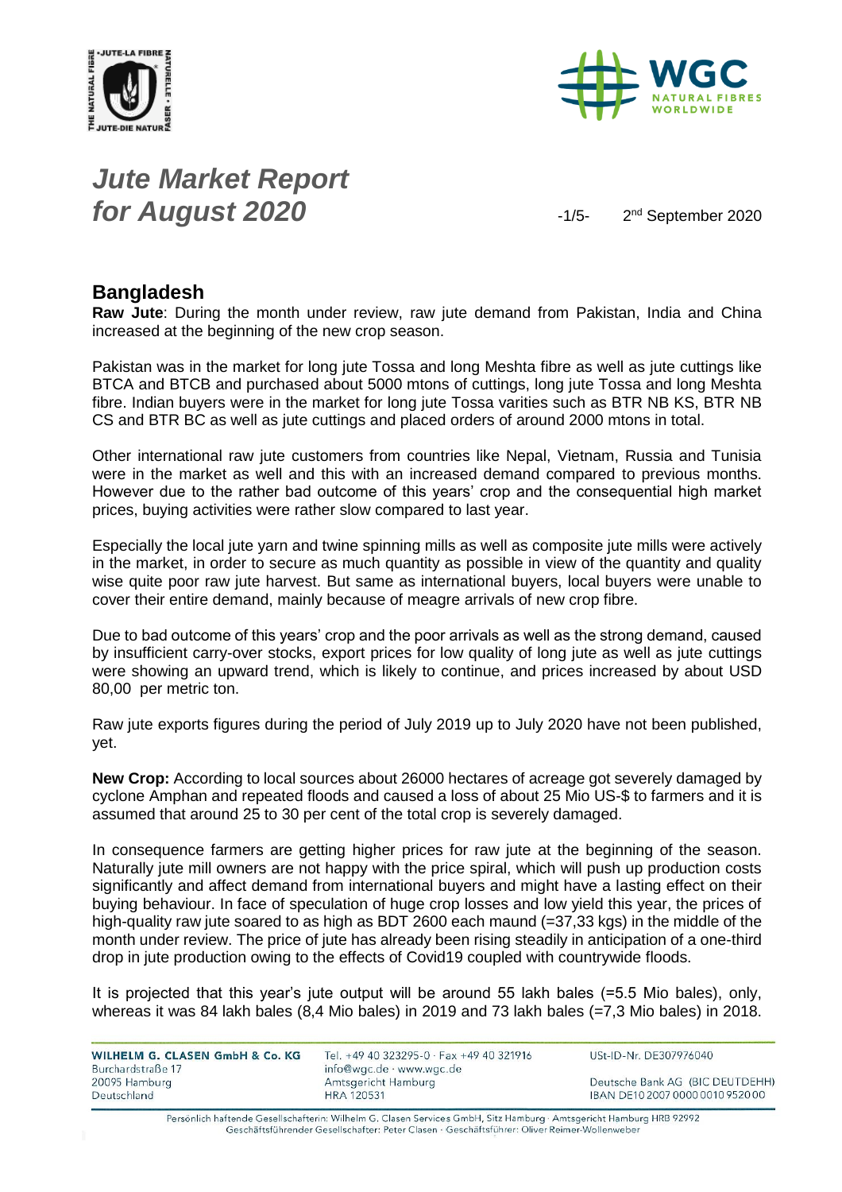# *Jute Market Report for August 2020*

2nd September 2020

## Bangladesh

**Raw Jute**: During the month under review, raw jute demand from Pakistan, India and China increased at the beginning of the new crop season.

Pakistan was in the market for long jute Tossa and long Meshta fibre as well as jute cuttings like BTCA and BTCB and purchased about 5000 mtons of cuttings, long jute Tossa and long Meshta fibre. Indian buyers were in the market for long jute Tossa varities such as BTR NB KS, BTR NB CS and BTR BC as well as jute cuttings and placed orders of around 2000 mtons in total.

Other international raw jute customers from countries like Nepal, Vietnam, Russia and Tunisia were in the market as well and this with an increased demand compared to previous months. However due to the rather bad outcome of this years' crop and the consequential high market prices, buying activities were rather slow compared to last year.

Especially the local jute yarn and twine spinning mills as well as composite jute mills were actively in the market, in order to secure as much quantity as possible in view of the quantity and quality wise quite poor raw jute harvest. But same as international buyers, local buyers were unable to cover their entire demand, mainly because of meagre arrivals of new crop fibre.

Due to bad outcome of this years' crop and the poor arrivals as well as the strong demand, caused by insufficient carry-over stocks, export prices for low quality of long jute as well as jute cuttings were showing an upward trend, which is likely to continue, and prices increased by about USD 80,00 per metric ton.

Raw jute exports figures during the period of July 2019 up to July 2020 have not been published, yet.

**New Crop:** According to local sources about 26000 hectares of acreage got severely damaged by cyclone Amphan and repeated floods and caused a loss of about 25 Mio US-$ to farmers and it is assumed that around 25 to 30 per cent of the total crop is severely damaged.

In consequence farmers are getting higher prices for raw jute at the beginning of the season. Naturally jute mill owners are not happy with the price spiral, which will push up production costs significantly and affect demand from international buyers and might have a lasting effect on their buying behaviour. In face of speculation of huge crop losses and low yield this year, the prices of high-quality raw jute soared to as high as BDT 2600 each maund (=37,33 kgs) in the middle of the month under review. The price of jute has already been rising steadily in anticipation of a one-third drop in jute production owing to the effects of Covid19 coupled with countrywide floods.

It is projected that this year's jute output will be around 55 lakh bales (=5.5 Mio bales), only, whereas it was 84 lakh bales (8,4 Mio bales) in 2019 and 73 lakh bales (=7,3 Mio bales) in 2018.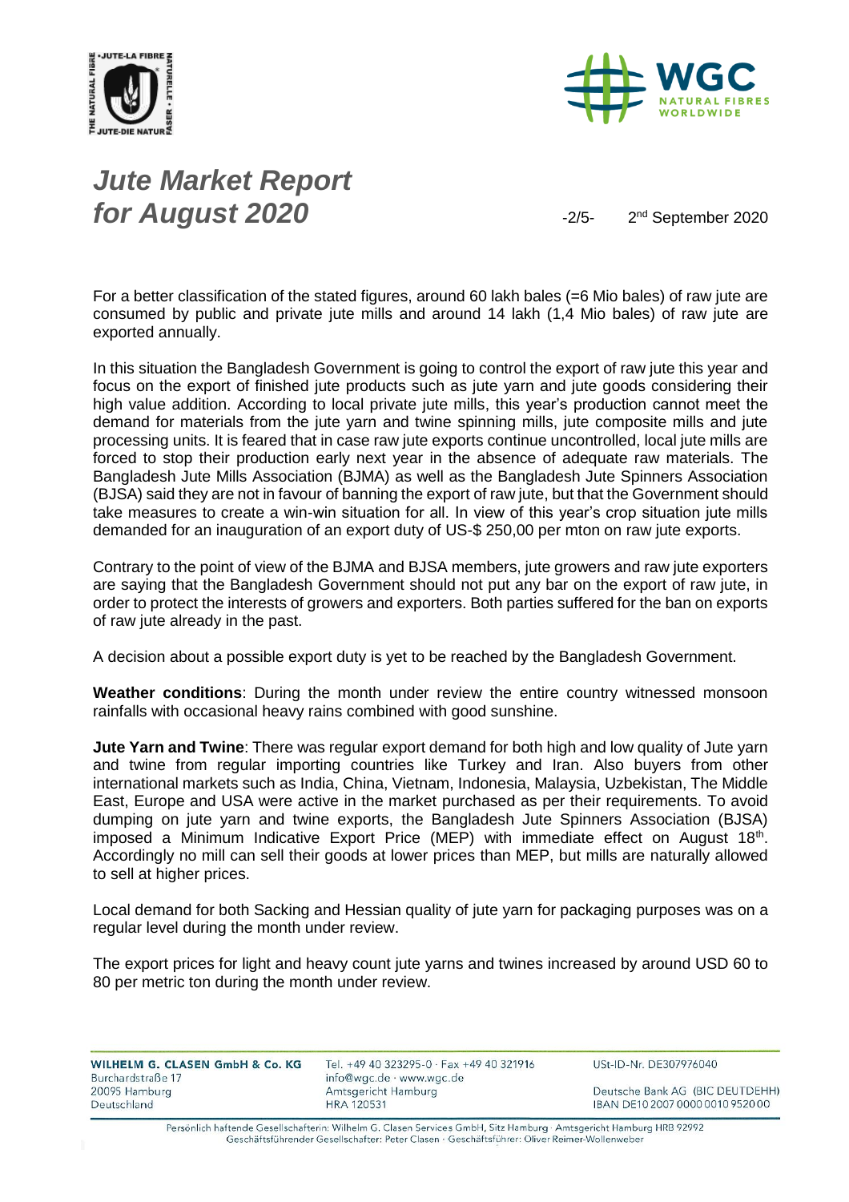For a better classification of the stated figures, around 60 lakh bales (=6 Mio bales) of raw jute are consumed by public and private jute mills and around 14 lakh (1,4 Mio bales) of raw jute are exported annually.

In this situation the Bangladesh Government is going to control the export of raw jute this year and focus on the export of finished jute products such as jute yarn and jute goods considering their high value addition. According to local private jute mills, this year's production cannot meet the demand for materials from the jute yarn and twine spinning mills, jute composite mills and jute processing units. It is feared that in case raw jute exports continue uncontrolled, local jute mills are forced to stop their production early next year in the absence of adequate raw materials. The Bangladesh Jute Mills Association (BJMA) as well as the Bangladesh Jute Spinners Association (BJSA) said they are not in favour of banning the export of raw jute, but that the Government should take measures to create a win-win situation for all. In view of this year's crop situation jute mills demanded for an inauguration of an export duty of US-$ 250,00 per mton on raw jute exports.

Contrary to the point of view of the BJMA and BJSA members, jute growers and raw jute exporters are saying that the Bangladesh Government should not put any bar on the export of raw jute, in order to protect the interests of growers and exporters. Both parties suffered for the ban on exports of raw jute already in the past.

A decision about a possible export duty is yet to be reached by the Bangladesh Government.

**Weather conditions**: During the month under review the entire country witnessed monsoon rainfalls with occasional heavy rains combined with good sunshine.

**Jute Yarn and Twine**: There was regular export demand for both high and low quality of Jute yarn and twine from regular importing countries like Turkey and Iran. Also buyers from other international markets such as India, China, Vietnam, Indonesia, Malaysia, Uzbekistan, The Middle East, Europe and USA were active in the market purchased as per their requirements. To avoid dumping on jute yarn and twine exports, the Bangladesh Jute Spinners Association (BJSA) imposed a Minimum Indicative Export Price (MEP) with immediate effect on August 18th. Accordingly no mill can sell their goods at lower prices than MEP, but mills are naturally allowed to sell at higher prices.

Local demand for both Sacking and Hessian quality of jute yarn for packaging purposes was on a regular level during the month under review.

The export prices for light and heavy count jute yarns and twines increased by around USD 60 to 80 per metric ton during the month under review.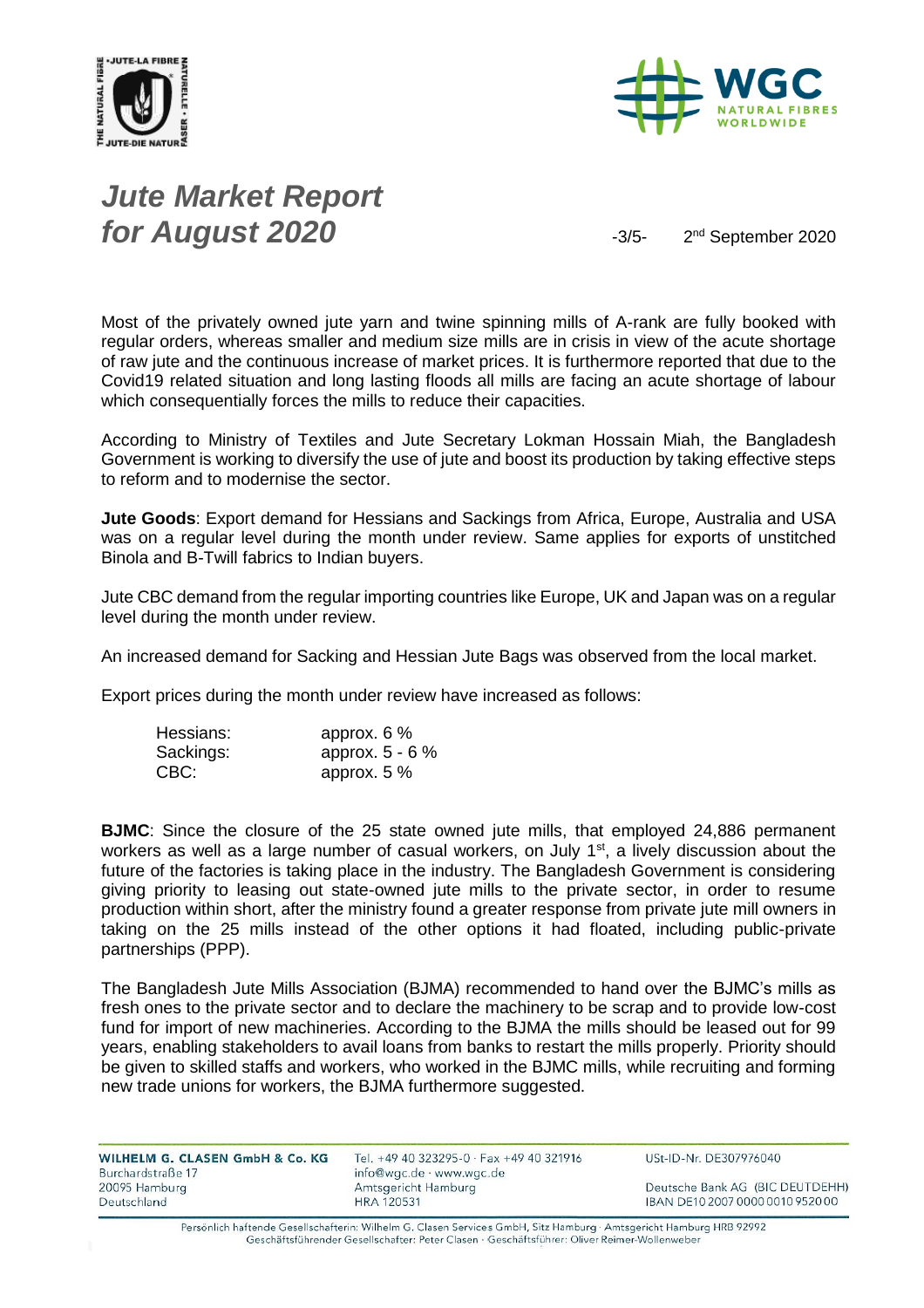Most of the privately owned jute yarn and twine spinning mills of A-rank are fully booked with regular orders, whereas smaller and medium size mills are in crisis in view of the acute shortage of raw jute and the continuous increase of market prices. It is furthermore reported that due to the Covid19 related situation and long lasting floods all mills are facing an acute shortage of labour which consequentially forces the mills to reduce their capacities.

According to Ministry of Textiles and Jute Secretary Lokman Hossain Miah, the Bangladesh Government is working to diversify the use of jute and boost its production by taking effective steps to reform and to modernise the sector.

**Jute Goods**: Export demand for Hessians and Sackings from Africa, Europe, Australia and USA was on a regular level during the month under review. Same applies for exports of unstitched Binola and B-Twill fabrics to Indian buyers.

Jute CBC demand from the regular importing countries like Europe, UK and Japan was on a regular level during the month under review.

An increased demand for Sacking and Hessian Jute Bags was observed from the local market.

Export prices during the month under review have increased as follows:

| | |
|---|---|
| Hessians: | approx. 6 % |
| Sackings: | approx. 5 - 6 % |
| CBC: | approx. 5 % |

**BJMC**: Since the closure of the 25 state owned jute mills, that employed 24,886 permanent workers as well as a large number of casual workers, on July 1st, a lively discussion about the future of the factories is taking place in the industry. The Bangladesh Government is considering giving priority to leasing out state-owned jute mills to the private sector, in order to resume production within short, after the ministry found a greater response from private jute mill owners in taking on the 25 mills instead of the other options it had floated, including public-private partnerships (PPP).

The Bangladesh Jute Mills Association (BJMA) recommended to hand over the BJMC's mills as fresh ones to the private sector and to declare the machinery to be scrap and to provide low-cost fund for import of new machineries. According to the BJMA the mills should be leased out for 99 years, enabling stakeholders to avail loans from banks to restart the mills properly. Priority should be given to skilled staffs and workers, who worked in the BJMC mills, while recruiting and forming new trade unions for workers, the BJMA furthermore suggested.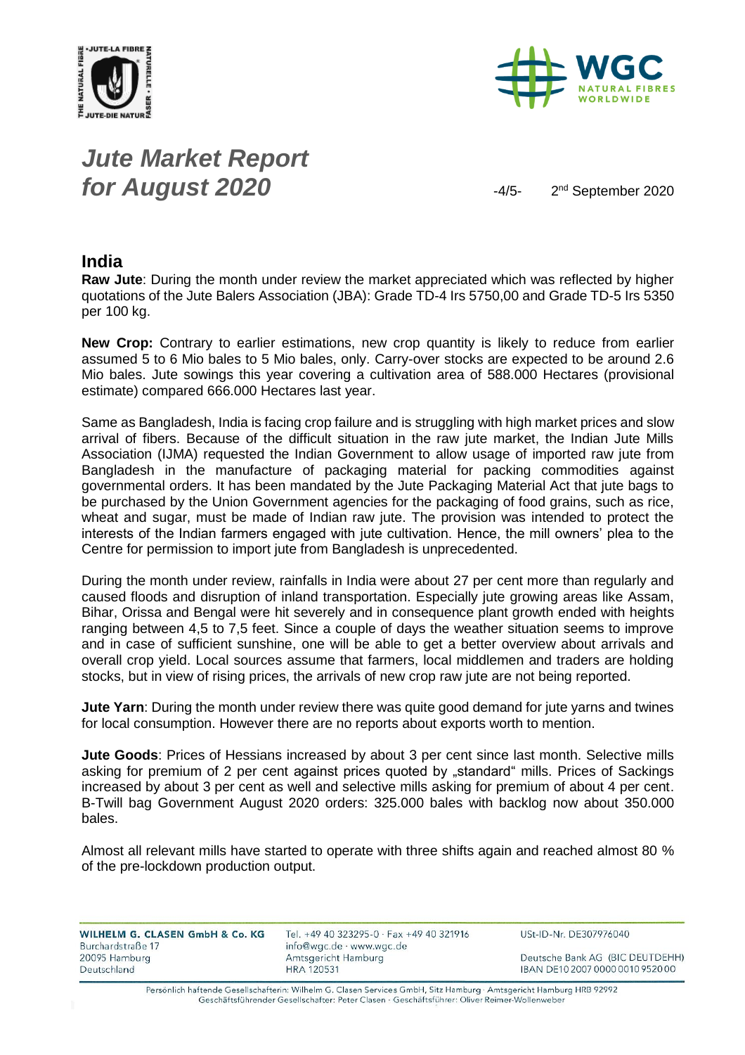## India

**Raw Jute**: During the month under review the market appreciated which was reflected by higher quotations of the Jute Balers Association (JBA): Grade TD-4 Irs 5750,00 and Grade TD-5 Irs 5350 per 100 kg.

**New Crop:** Contrary to earlier estimations, new crop quantity is likely to reduce from earlier assumed 5 to 6 Mio bales to 5 Mio bales, only. Carry-over stocks are expected to be around 2.6 Mio bales. Jute sowings this year covering a cultivation area of 588.000 Hectares (provisional estimate) compared 666.000 Hectares last year.

Same as Bangladesh, India is facing crop failure and is struggling with high market prices and slow arrival of fibers. Because of the difficult situation in the raw jute market, the Indian Jute Mills Association (IJMA) requested the Indian Government to allow usage of imported raw jute from Bangladesh in the manufacture of packaging material for packing commodities against governmental orders. It has been mandated by the Jute Packaging Material Act that jute bags to be purchased by the Union Government agencies for the packaging of food grains, such as rice, wheat and sugar, must be made of Indian raw jute. The provision was intended to protect the interests of the Indian farmers engaged with jute cultivation. Hence, the mill owners' plea to the Centre for permission to import jute from Bangladesh is unprecedented.

During the month under review, rainfalls in India were about 27 per cent more than regularly and caused floods and disruption of inland transportation. Especially jute growing areas like Assam, Bihar, Orissa and Bengal were hit severely and in consequence plant growth ended with heights ranging between 4,5 to 7,5 feet. Since a couple of days the weather situation seems to improve and in case of sufficient sunshine, one will be able to get a better overview about arrivals and overall crop yield. Local sources assume that farmers, local middlemen and traders are holding stocks, but in view of rising prices, the arrivals of new crop raw jute are not being reported.

**Jute Yarn**: During the month under review there was quite good demand for jute yarns and twines for local consumption. However there are no reports about exports worth to mention.

**Jute Goods**: Prices of Hessians increased by about 3 per cent since last month. Selective mills asking for premium of 2 per cent against prices quoted by „standard" mills. Prices of Sackings increased by about 3 per cent as well and selective mills asking for premium of about 4 per cent. B-Twill bag Government August 2020 orders: 325.000 bales with backlog now about 350.000 bales.

Almost all relevant mills have started to operate with three shifts again and reached almost 80 % of the pre-lockdown production output.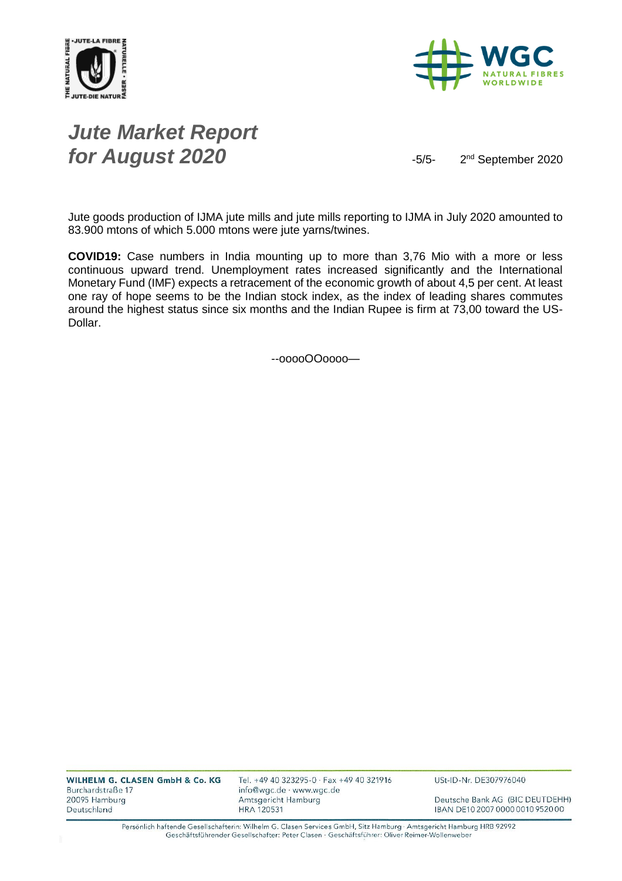Jute goods production of IJMA jute mills and jute mills reporting to IJMA in July 2020 amounted to 83.900 mtons of which 5.000 mtons were jute yarns/twines.

**COVID19:** Case numbers in India mounting up to more than 3,76 Mio with a more or less continuous upward trend. Unemployment rates increased significantly and the International Monetary Fund (IMF) expects a retracement of the economic growth of about 4,5 per cent. At least one ray of hope seems to be the Indian stock index, as the index of leading shares commutes around the highest status since six months and the Indian Rupee is firm at 73,00 toward the US-Dollar.

--ooooOOoooo—